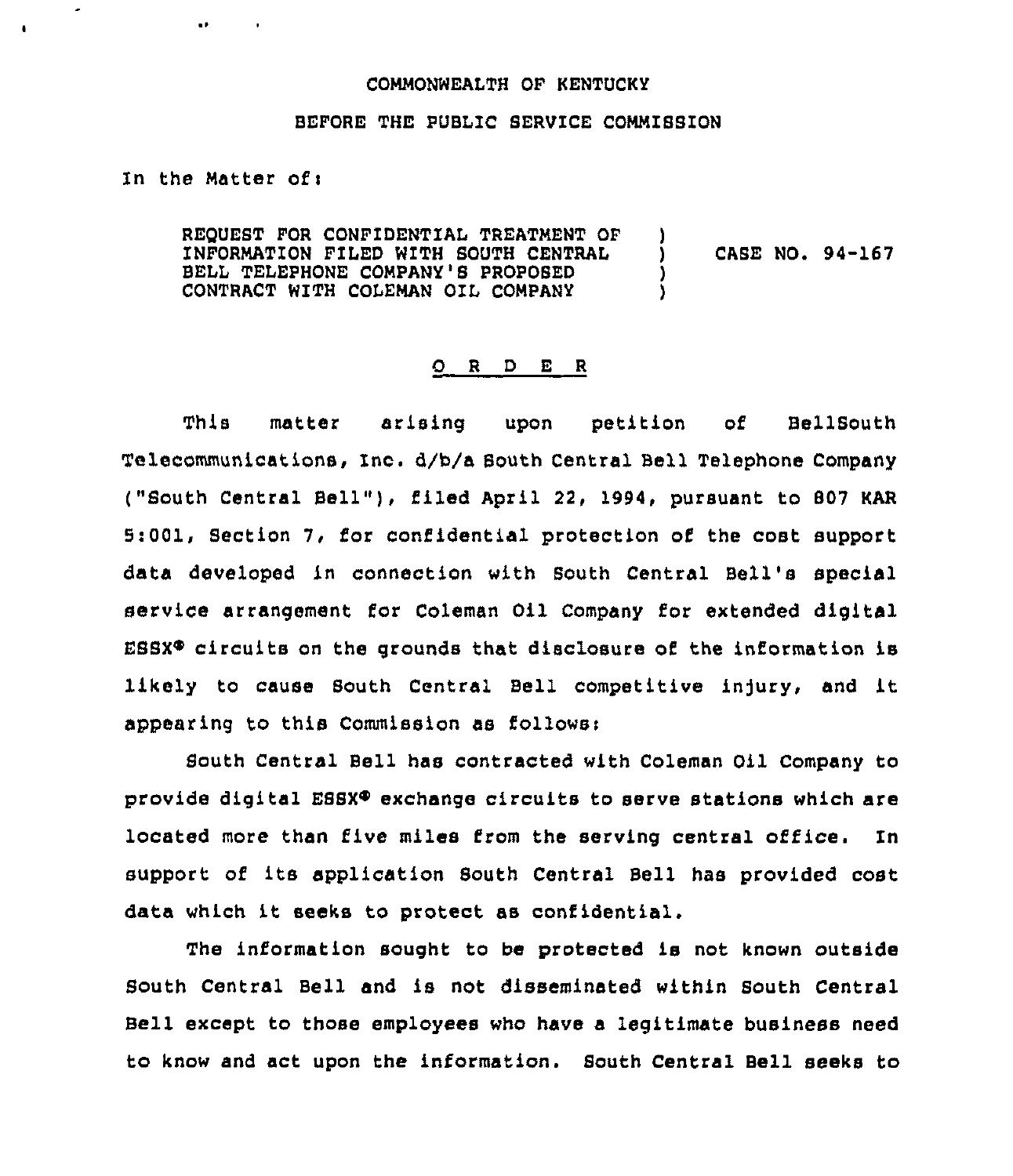COMMONWEALTH OF KENTUCKY

BEFORE THE PUBLIC SERVICE COMMISSION

In the Matter of:

| | | |
|---|---|---|
| REQUEST FOR CONFIDENTIAL TREATMENT OF INFORMATION FILED WITH SOUTH CENTRAL BELL TELEPHONE COMPANY'S PROPOSED CONTRACT WITH COLEMAN OIL COMPANY | ) ) ) ) | CASE NO. 94-167 |

## O R D E R

This matter arising upon petition of BellSouth Telecommunications, Inc. d/b/a South Central Bell Telephone Company ("South Central Bell"), filed April 22, 1994, pursuant to 807 KAR 5:001, Section 7, for confidential protection of the cost support data developed in connection with South Central Bell's special service arrangement for Coleman Oil Company for extended digital ESSX® circuits on the grounds that disclosure of the information is likely to cause South Central Bell competitive injury, and it appearing to this Commission as follows:

South Central Bell has contracted with Coleman Oil Company to provide digital ESSX® exchange circuits to serve stations which are located more than five miles from the serving central office. In support of its application South Central Bell has provided cost data which it seeks to protect as confidential.

The information sought to be protected is not known outside South Central Bell and is not disseminated within South Central Bell except to those employees who have a legitimate business need to know and act upon the information. South Central Bell seeks to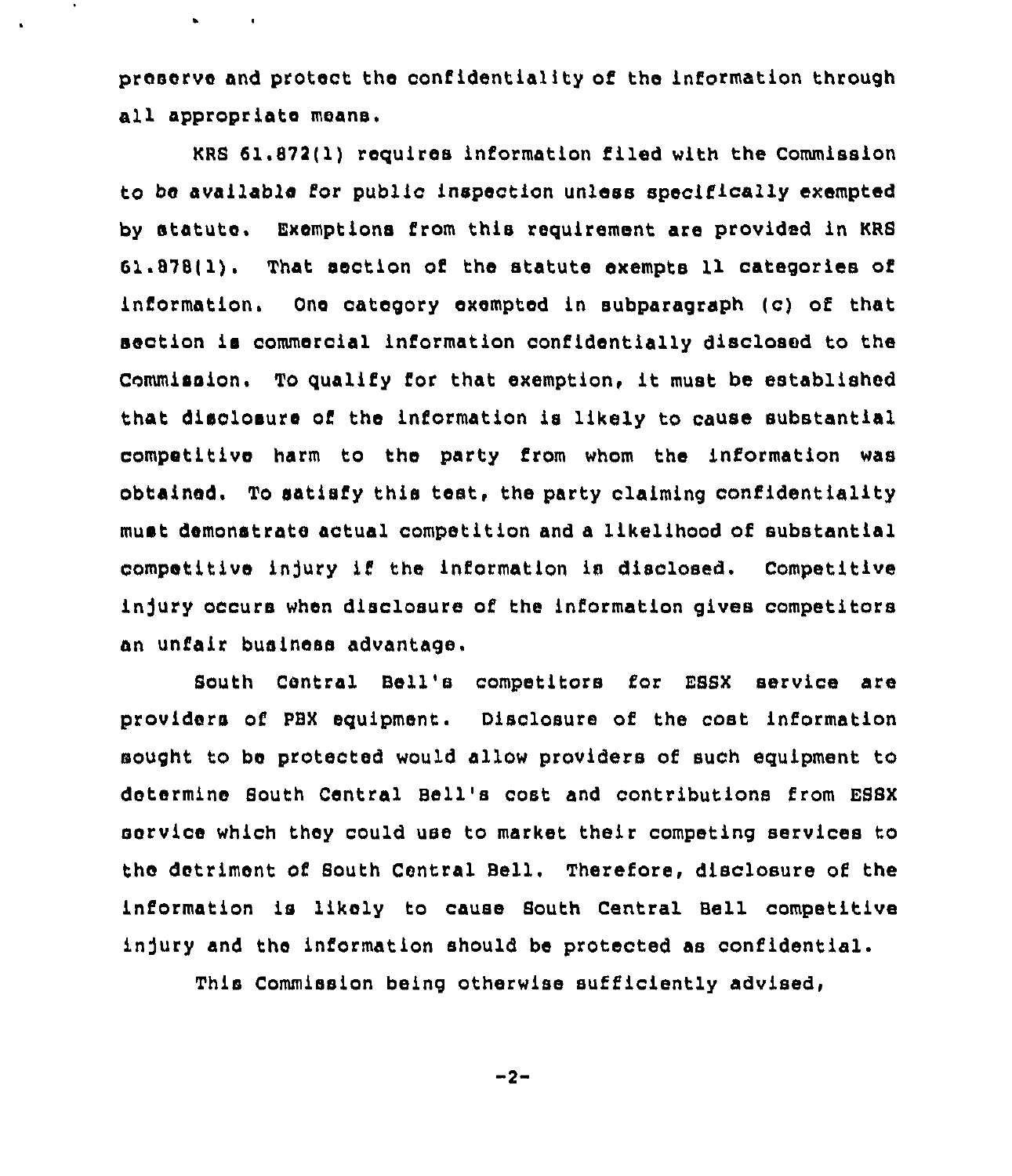preserve and protect the confidentiality of the information through all appropriate means.

KRS 61.872(1) requires information filed with the Commission to be available for public inspection unless specifically exempted by statute. Exemptions from this requirement are provided in KRS 61.878(1). That section of the statute exempts 11 categories of information. One category exempted in subparagraph (c) of that section is commercial information confidentially disclosed to the Commission. To qualify for that exemption, it must be established that disclosure of the information is likely to cause substantial competitive harm to the party from whom the information was obtained. To satisfy this test, the party claiming confidentiality must demonstrate actual competition and a likelihood of substantial competitive injury if the information is disclosed. Competitive injury occurs when disclosure of the information gives competitors an unfair business advantage.

South Central Bell's competitors for ESSX service are providers of PBX equipment. Disclosure of the cost information sought to be protected would allow providers of such equipment to determine South Central Bell's cost and contributions from ESSX service which they could use to market their competing services to the detriment of South Central Bell. Therefore, disclosure of the information is likely to cause South Central Bell competitive injury and the information should be protected as confidential.

This Commission being otherwise sufficiently advised,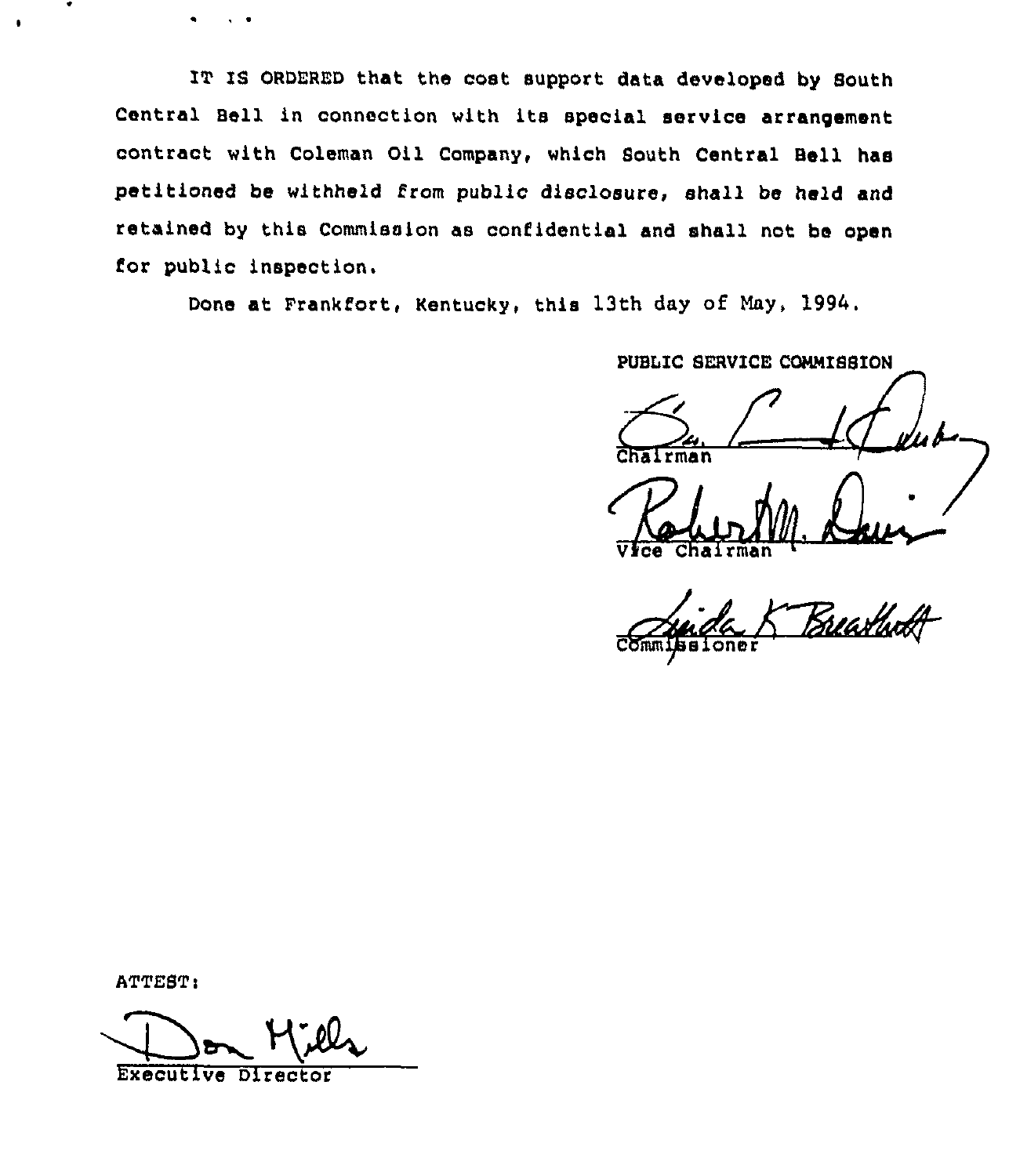IT IS ORDERED that the cost support data developed by South Central Bell in connection with its special service arrangement contract with Coleman Oil Company, which South Central Bell has petitioned be withheld from public disclosure, shall be held and retained by this Commission as confidential and shall not be open for public inspection.

Done at Frankfort, Kentucky, this 13th day of May, 1994.

PUBLIC SERVICE COMMISSION

Chairman

Vice Chairman

Commissioner

ATTEST:

Executive Director